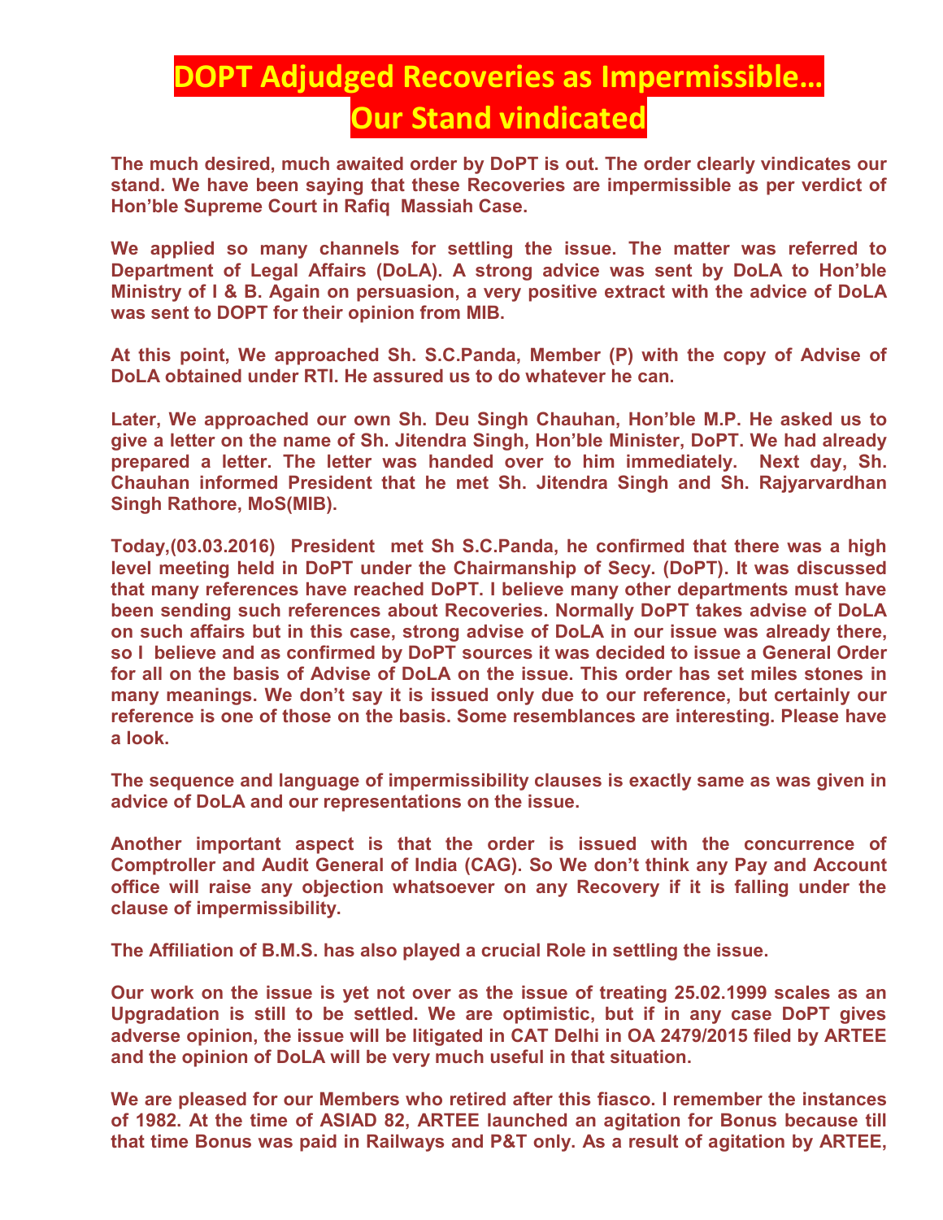# DOPT Adjudged Recoveries as Impermissible… Our Stand vindicated

**The much desired, much awaited order by DoPT is out. The order clearly vindicates our stand. We have been saying that these Recoveries are impermissible as per verdict of Hon'ble Supreme Court in Rafiq Massiah Case.**

**We applied so many channels for settling the issue. The matter was referred to Department of Legal Affairs (DoLA). A strong advice was sent by DoLA to Hon'ble Ministry of I & B. Again on persuasion, a very positive extract with the advice of DoLA was sent to DOPT for their opinion from MIB.**

**At this point, We approached Sh. S.C.Panda, Member (P) with the copy of Advise of DoLA obtained under RTI. He assured us to do whatever he can.**

**Later, We approached our own Sh. Deu Singh Chauhan, Hon'ble M.P. He asked us to give a letter on the name of Sh. Jitendra Singh, Hon'ble Minister, DoPT. We had already prepared a letter. The letter was handed over to him immediately. Next day, Sh. Chauhan informed President that he met Sh. Jitendra Singh and Sh. Rajyarvardhan Singh Rathore, MoS(MIB).**

**Today,(03.03.2016) President met Sh S.C.Panda, he confirmed that there was a high level meeting held in DoPT under the Chairmanship of Secy. (DoPT). It was discussed that many references have reached DoPT. I believe many other departments must have been sending such references about Recoveries. Normally DoPT takes advise of DoLA on such affairs but in this case, strong advise of DoLA in our issue was already there, so I believe and as confirmed by DoPT sources it was decided to issue a General Order for all on the basis of Advise of DoLA on the issue. This order has set miles stones in many meanings. We don't say it is issued only due to our reference, but certainly our reference is one of those on the basis. Some resemblances are interesting. Please have a look.**

**The sequence and language of impermissibility clauses is exactly same as was given in advice of DoLA and our representations on the issue.**

**Another important aspect is that the order is issued with the concurrence of Comptroller and Audit General of India (CAG). So We don't think any Pay and Account office will raise any objection whatsoever on any Recovery if it is falling under the clause of impermissibility.**

**The Affiliation of B.M.S. has also played a crucial Role in settling the issue.**

**Our work on the issue is yet not over as the issue of treating 25.02.1999 scales as an Upgradation is still to be settled. We are optimistic, but if in any case DoPT gives adverse opinion, the issue will be litigated in CAT Delhi in OA 2479/2015 filed by ARTEE and the opinion of DoLA will be very much useful in that situation.**

**We are pleased for our Members who retired after this fiasco. I remember the instances of 1982. At the time of ASIAD 82, ARTEE launched an agitation for Bonus because till that time Bonus was paid in Railways and P&T only. As a result of agitation by ARTEE,**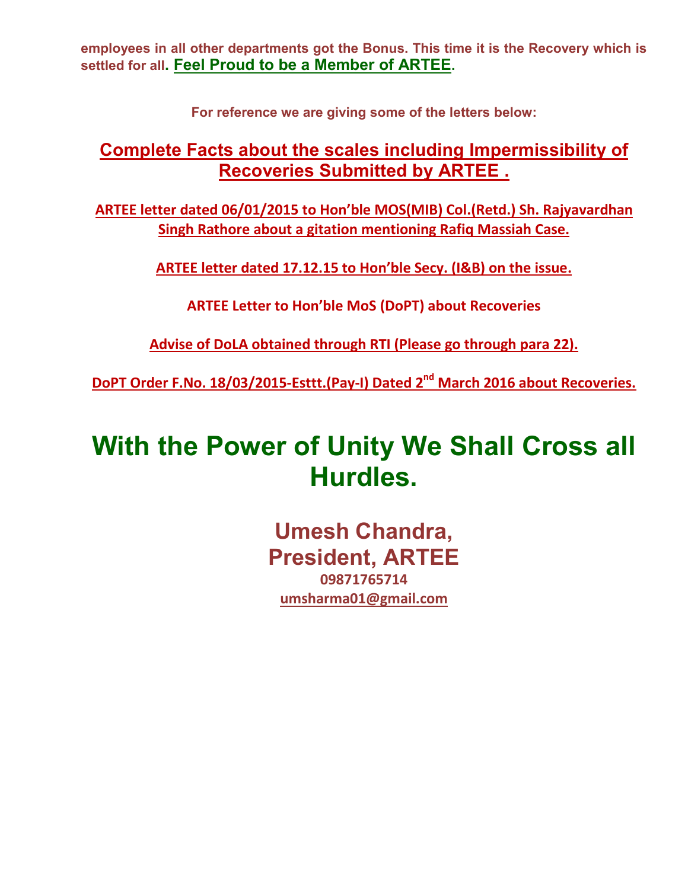employees in all other departments got the Bonus. This time it is the Recovery which is settled for all. **Feel Proud to be a Member of ARTEE.**

For reference we are giving some of the letters below:

## Complete Facts about the scales including Impermissibility of Recoveries Submitted by ARTEE .

**ARTEE letter dated 06/01/2015 to Hon'ble MOS(MIB) Col.(Retd.) Sh. Rajyavardhan Singh Rathore about a gitation mentioning Rafiq Massiah Case.**

**ARTEE letter dated 17.12.15 to Hon'ble Secy. (I&B) on the issue.**

**ARTEE Letter to Hon'ble MoS (DoPT) about Recoveries**

**Advise of DoLA obtained through RTI (Please go through para 22).**

**DoPT Order F.No. 18/03/2015-Esttt.(Pay-I) Dated 2nd March 2016 about Recoveries.**

# With the Power of Unity We Shall Cross all Hurdles.

**Umesh Chandra,**
**President, ARTEE**
09871765714
umsharma01@gmail.com